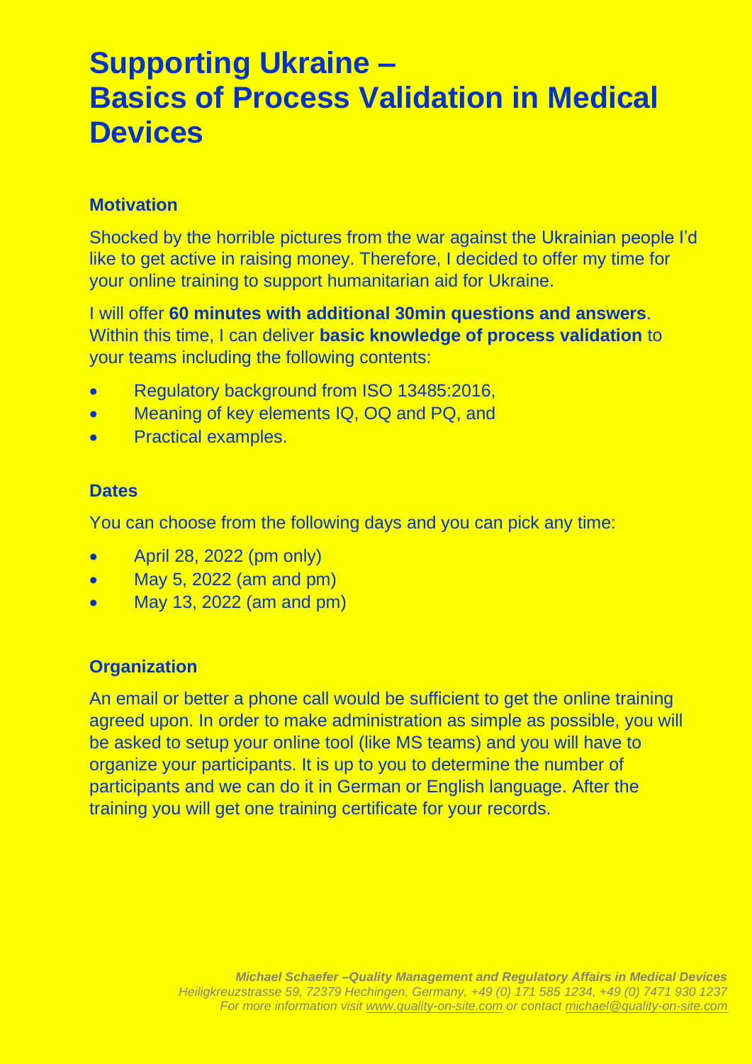# Supporting Ukraine – Basics of Process Validation in Medical Devices

## Motivation

Shocked by the horrible pictures from the war against the Ukrainian people I'd like to get active in raising money. Therefore, I decided to offer my time for your online training to support humanitarian aid for Ukraine.

I will offer **60 minutes with additional 30min questions and answers**. Within this time, I can deliver **basic knowledge of process validation** to your teams including the following contents:

- Regulatory background from ISO 13485:2016,
- Meaning of key elements IQ, OQ and PQ, and
- Practical examples.

## Dates

You can choose from the following days and you can pick any time:

- April 28, 2022 (pm only)
- May 5, 2022 (am and pm)
- May 13, 2022 (am and pm)

## Organization

An email or better a phone call would be sufficient to get the online training agreed upon. In order to make administration as simple as possible, you will be asked to setup your online tool (like MS teams) and you will have to organize your participants. It is up to you to determine the number of participants and we can do it in German or English language. After the training you will get one training certificate for your records.

***Michael Schaefer –Quality Management and Regulatory Affairs in Medical Devices***
*Heiligkreuzstrasse 59, 72379 Hechingen, Germany, +49 (0) 171 585 1234, +49 (0) 7471 930 1237*
*For more information visit www.quality-on-site.com or contact michael@quality-on-site.com*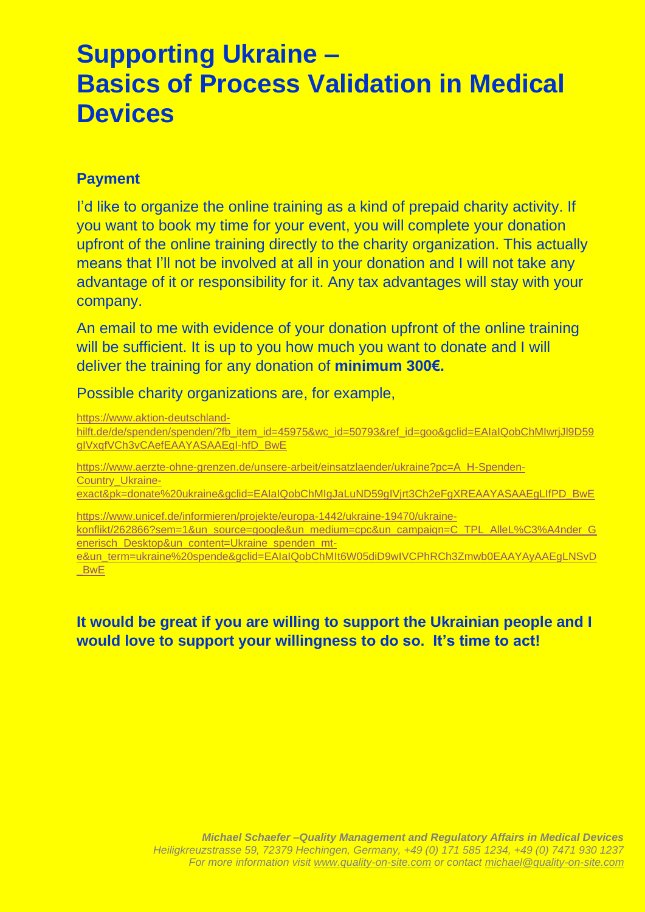# Supporting Ukraine – Basics of Process Validation in Medical Devices

## Payment

I'd like to organize the online training as a kind of prepaid charity activity. If you want to book my time for your event, you will complete your donation upfront of the online training directly to the charity organization. This actually means that I'll not be involved at all in your donation and I will not take any advantage of it or responsibility for it. Any tax advantages will stay with your company.

An email to me with evidence of your donation upfront of the online training will be sufficient. It is up to you how much you want to donate and I will deliver the training for any donation of **minimum 300€.**

Possible charity organizations are, for example,

https://www.aktion-deutschland-hilft.de/de/spenden/spenden/?fb_item_id=45975&wc_id=50793&ref_id=goo&gclid=EAIaIQobChMIwrjJl9D59gIVxqfVCh3vCAefEAAYASAAEgI-hfD_BwE

https://www.aerzte-ohne-grenzen.de/unsere-arbeit/einsatzlaender/ukraine?pc=A_H-Spenden-Country_Ukraine-exact&pk=donate%20ukraine&gclid=EAIaIQobChMIgJaLuND59gIVjrt3Ch2eFgXREAAYASAAEgLIfPD_BwE

https://www.unicef.de/informieren/projekte/europa-1442/ukraine-19470/ukraine-konflikt/262866?sem=1&un_source=google&un_medium=cpc&un_campaign=C_TPL_AlleL%C3%A4nder_Generisch_Desktop&un_content=Ukraine_spenden_mt-e&un_term=ukraine%20spende&gclid=EAIaIQobChMIt6W05diD9wIVCPhRCh3Zmwb0EAAYAyAAEgLNSvD_BwE

**It would be great if you are willing to support the Ukrainian people and I would love to support your willingness to do so. It's time to act!**

*Michael Schaefer –Quality Management and Regulatory Affairs in Medical Devices*
*Heiligkreuzstrasse 59, 72379 Hechingen, Germany, +49 (0) 171 585 1234, +49 (0) 7471 930 1237*
*For more information visit www.quality-on-site.com or contact michael@quality-on-site.com*